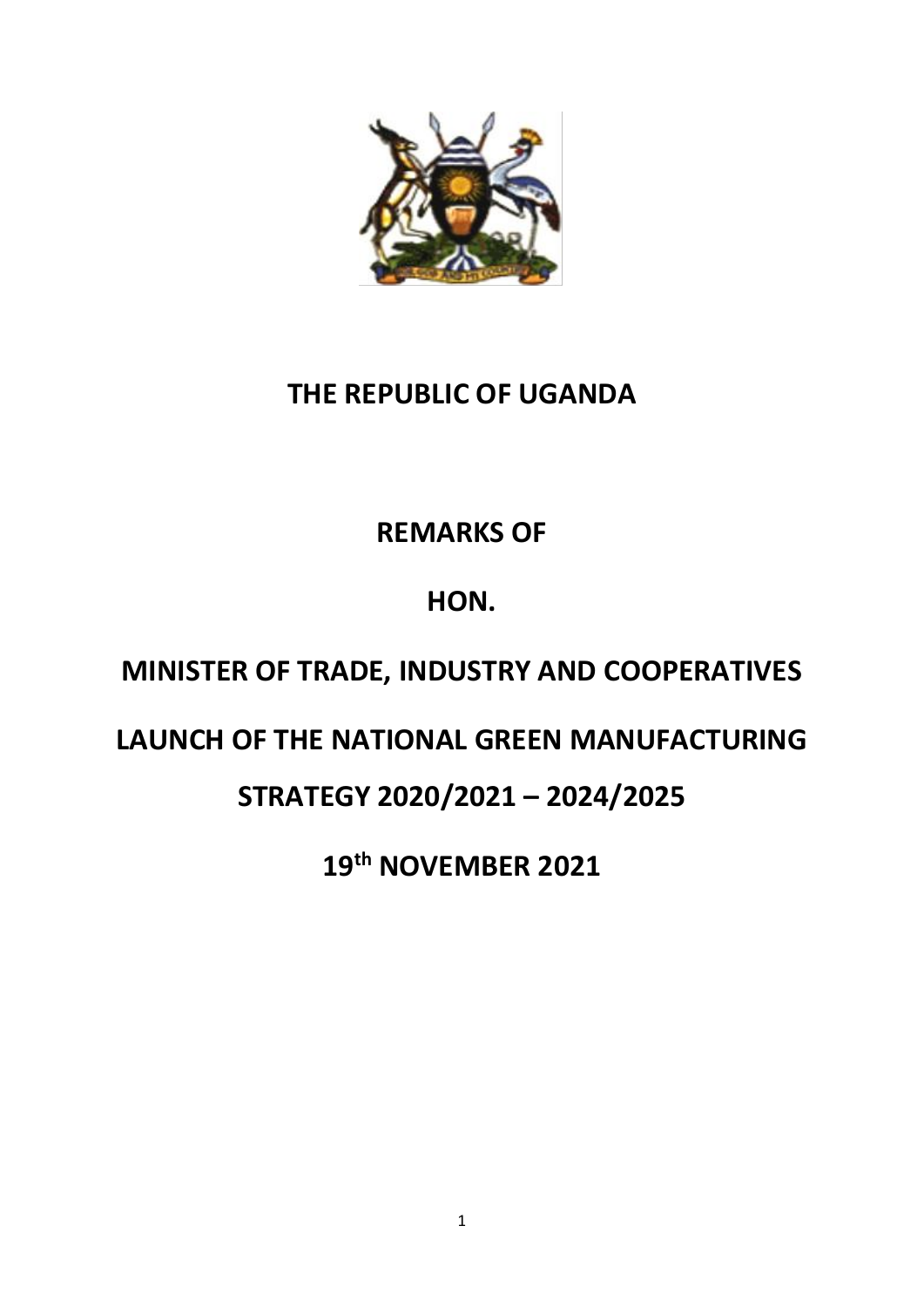# THE REPUBLIC OF UGANDA

## REMARKS OF

## HON.

## MINISTER OF TRADE, INDUSTRY AND COOPERATIVES

## LAUNCH OF THE NATIONAL GREEN MANUFACTURING STRATEGY 2020/2021 – 2024/2025

## 19th NOVEMBER 2021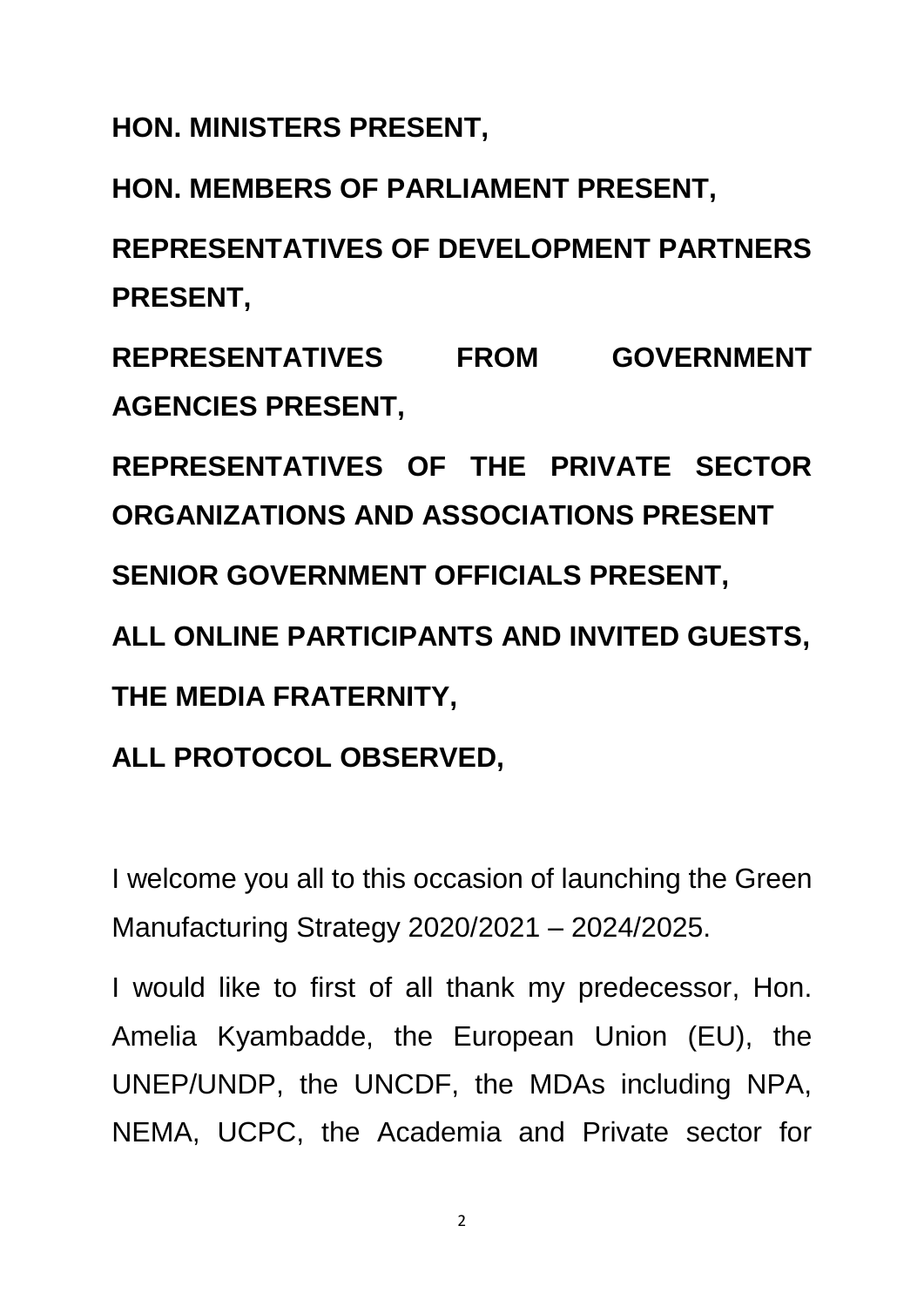**HON. MINISTERS PRESENT,**

**HON. MEMBERS OF PARLIAMENT PRESENT,**

**REPRESENTATIVES OF DEVELOPMENT PARTNERS PRESENT,**

**REPRESENTATIVES FROM GOVERNMENT AGENCIES PRESENT,**

**REPRESENTATIVES OF THE PRIVATE SECTOR ORGANIZATIONS AND ASSOCIATIONS PRESENT**

**SENIOR GOVERNMENT OFFICIALS PRESENT,**

**ALL ONLINE PARTICIPANTS AND INVITED GUESTS,**

**THE MEDIA FRATERNITY,**

**ALL PROTOCOL OBSERVED,**

I welcome you all to this occasion of launching the Green Manufacturing Strategy 2020/2021 – 2024/2025.

I would like to first of all thank my predecessor, Hon. Amelia Kyambadde, the European Union (EU), the UNEP/UNDP, the UNCDF, the MDAs including NPA, NEMA, UCPC, the Academia and Private sector for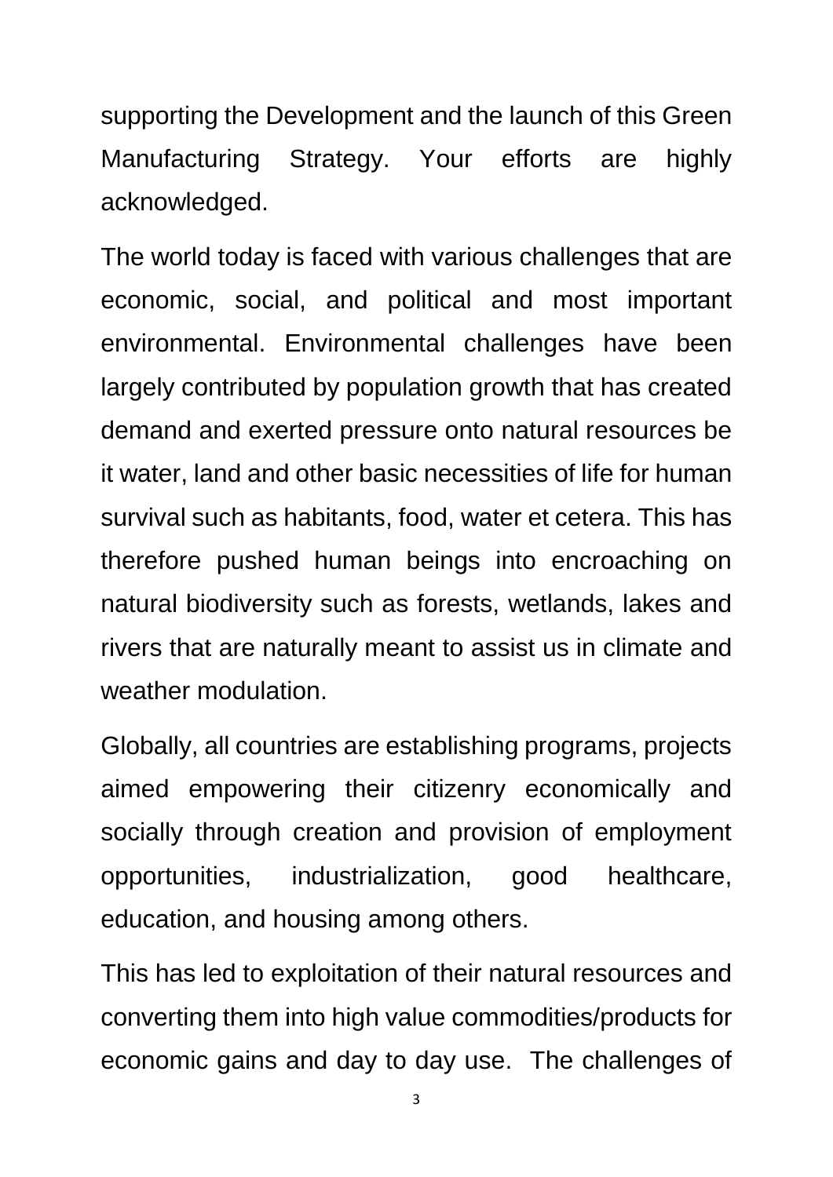supporting the Development and the launch of this Green Manufacturing Strategy. Your efforts are highly acknowledged.

The world today is faced with various challenges that are economic, social, and political and most important environmental. Environmental challenges have been largely contributed by population growth that has created demand and exerted pressure onto natural resources be it water, land and other basic necessities of life for human survival such as habitants, food, water et cetera. This has therefore pushed human beings into encroaching on natural biodiversity such as forests, wetlands, lakes and rivers that are naturally meant to assist us in climate and weather modulation.

Globally, all countries are establishing programs, projects aimed empowering their citizenry economically and socially through creation and provision of employment opportunities, industrialization, good healthcare, education, and housing among others.

This has led to exploitation of their natural resources and converting them into high value commodities/products for economic gains and day to day use. The challenges of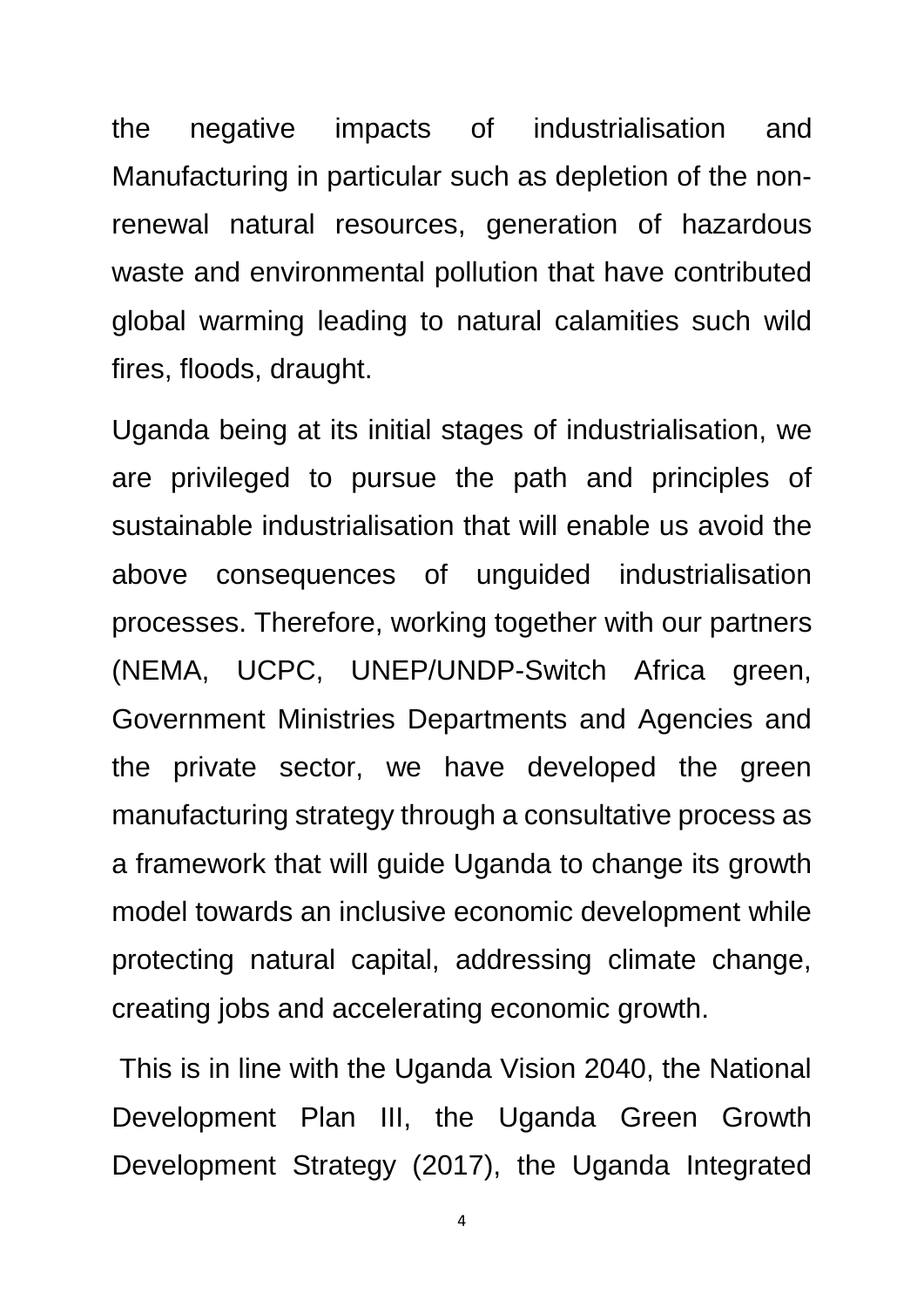the negative impacts of industrialisation and Manufacturing in particular such as depletion of the non-renewal natural resources, generation of hazardous waste and environmental pollution that have contributed global warming leading to natural calamities such wild fires, floods, draught.

Uganda being at its initial stages of industrialisation, we are privileged to pursue the path and principles of sustainable industrialisation that will enable us avoid the above consequences of unguided industrialisation processes. Therefore, working together with our partners (NEMA, UCPC, UNEP/UNDP-Switch Africa green, Government Ministries Departments and Agencies and the private sector, we have developed the green manufacturing strategy through a consultative process as a framework that will guide Uganda to change its growth model towards an inclusive economic development while protecting natural capital, addressing climate change, creating jobs and accelerating economic growth.

This is in line with the Uganda Vision 2040, the National Development Plan III, the Uganda Green Growth Development Strategy (2017), the Uganda Integrated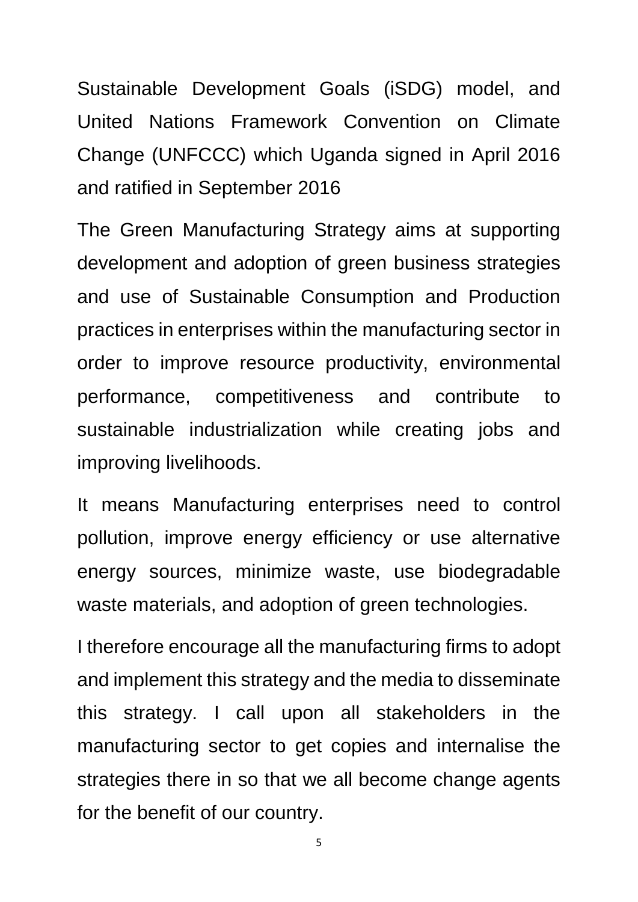Sustainable Development Goals (iSDG) model, and United Nations Framework Convention on Climate Change (UNFCCC) which Uganda signed in April 2016 and ratified in September 2016

The Green Manufacturing Strategy aims at supporting development and adoption of green business strategies and use of Sustainable Consumption and Production practices in enterprises within the manufacturing sector in order to improve resource productivity, environmental performance, competitiveness and contribute to sustainable industrialization while creating jobs and improving livelihoods.

It means Manufacturing enterprises need to control pollution, improve energy efficiency or use alternative energy sources, minimize waste, use biodegradable waste materials, and adoption of green technologies.

I therefore encourage all the manufacturing firms to adopt and implement this strategy and the media to disseminate this strategy. I call upon all stakeholders in the manufacturing sector to get copies and internalise the strategies there in so that we all become change agents for the benefit of our country.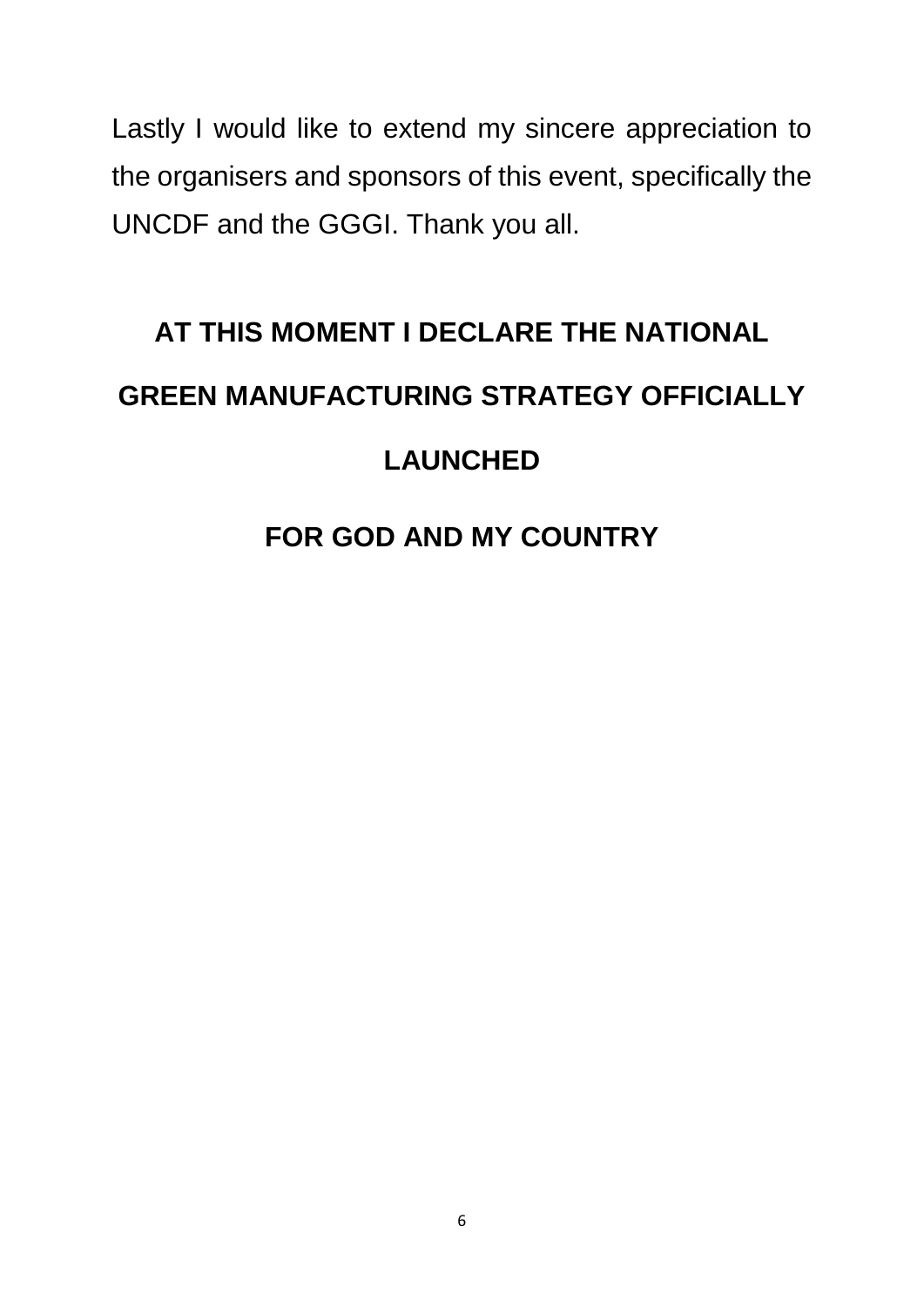Lastly I would like to extend my sincere appreciation to the organisers and sponsors of this event, specifically the UNCDF and the GGGI. Thank you all.

**AT THIS MOMENT I DECLARE THE NATIONAL GREEN MANUFACTURING STRATEGY OFFICIALLY LAUNCHED**

**FOR GOD AND MY COUNTRY**